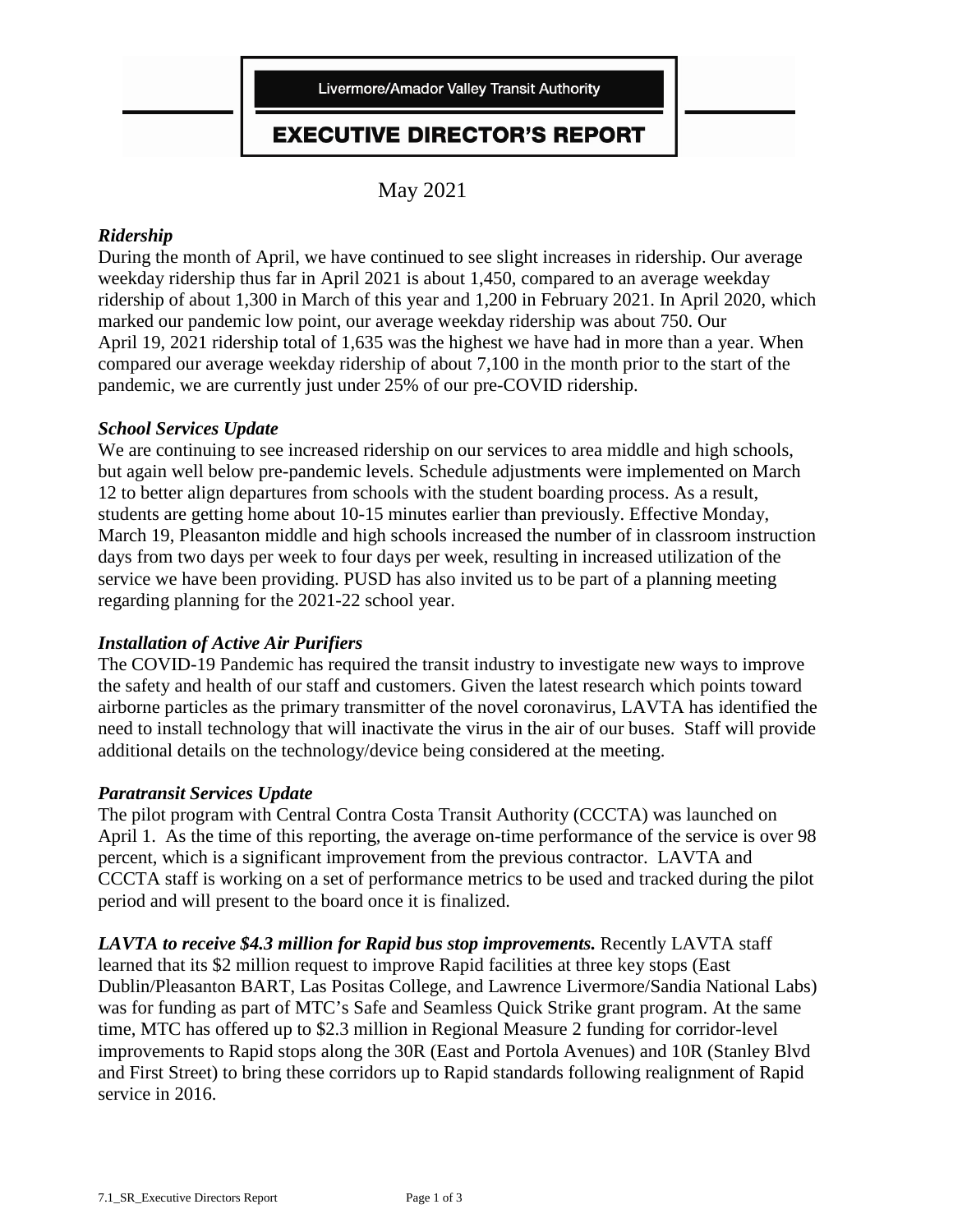Livermore/Amador Valley Transit Authority

# EXECUTIVE DIRECTOR'S REPORT

May 2021

***Ridership***

During the month of April, we have continued to see slight increases in ridership. Our average weekday ridership thus far in April 2021 is about 1,450, compared to an average weekday ridership of about 1,300 in March of this year and 1,200 in February 2021. In April 2020, which marked our pandemic low point, our average weekday ridership was about 750. Our April 19, 2021 ridership total of 1,635 was the highest we have had in more than a year. When compared our average weekday ridership of about 7,100 in the month prior to the start of the pandemic, we are currently just under 25% of our pre-COVID ridership.

***School Services Update***

We are continuing to see increased ridership on our services to area middle and high schools, but again well below pre-pandemic levels. Schedule adjustments were implemented on March 12 to better align departures from schools with the student boarding process. As a result, students are getting home about 10-15 minutes earlier than previously. Effective Monday, March 19, Pleasanton middle and high schools increased the number of in classroom instruction days from two days per week to four days per week, resulting in increased utilization of the service we have been providing. PUSD has also invited us to be part of a planning meeting regarding planning for the 2021-22 school year.

***Installation of Active Air Purifiers***

The COVID-19 Pandemic has required the transit industry to investigate new ways to improve the safety and health of our staff and customers. Given the latest research which points toward airborne particles as the primary transmitter of the novel coronavirus, LAVTA has identified the need to install technology that will inactivate the virus in the air of our buses. Staff will provide additional details on the technology/device being considered at the meeting.

***Paratransit Services Update***

The pilot program with Central Contra Costa Transit Authority (CCCTA) was launched on April 1. As the time of this reporting, the average on-time performance of the service is over 98 percent, which is a significant improvement from the previous contractor. LAVTA and CCCTA staff is working on a set of performance metrics to be used and tracked during the pilot period and will present to the board once it is finalized.

***LAVTA to receive $4.3 million for Rapid bus stop improvements.*** Recently LAVTA staff learned that its $2 million request to improve Rapid facilities at three key stops (East Dublin/Pleasanton BART, Las Positas College, and Lawrence Livermore/Sandia National Labs) was for funding as part of MTC's Safe and Seamless Quick Strike grant program. At the same time, MTC has offered up to $2.3 million in Regional Measure 2 funding for corridor-level improvements to Rapid stops along the 30R (East and Portola Avenues) and 10R (Stanley Blvd and First Street) to bring these corridors up to Rapid standards following realignment of Rapid service in 2016.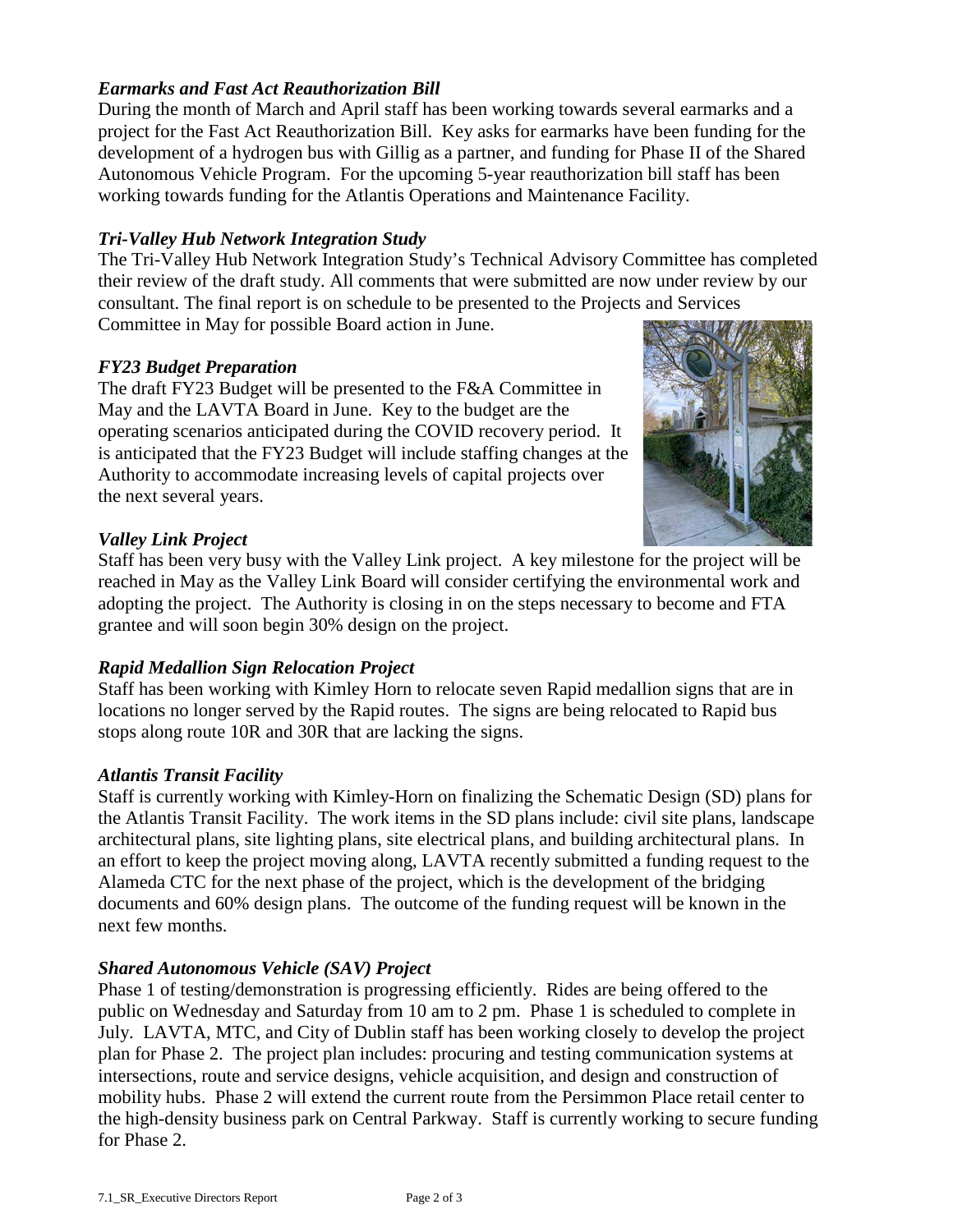### *Earmarks and Fast Act Reauthorization Bill*

During the month of March and April staff has been working towards several earmarks and a project for the Fast Act Reauthorization Bill. Key asks for earmarks have been funding for the development of a hydrogen bus with Gillig as a partner, and funding for Phase II of the Shared Autonomous Vehicle Program. For the upcoming 5-year reauthorization bill staff has been working towards funding for the Atlantis Operations and Maintenance Facility.

### *Tri-Valley Hub Network Integration Study*

The Tri-Valley Hub Network Integration Study's Technical Advisory Committee has completed their review of the draft study. All comments that were submitted are now under review by our consultant. The final report is on schedule to be presented to the Projects and Services Committee in May for possible Board action in June.

### *FY23 Budget Preparation*

The draft FY23 Budget will be presented to the F&A Committee in May and the LAVTA Board in June. Key to the budget are the operating scenarios anticipated during the COVID recovery period. It is anticipated that the FY23 Budget will include staffing changes at the Authority to accommodate increasing levels of capital projects over the next several years.

### *Valley Link Project*

Staff has been very busy with the Valley Link project. A key milestone for the project will be reached in May as the Valley Link Board will consider certifying the environmental work and adopting the project. The Authority is closing in on the steps necessary to become and FTA grantee and will soon begin 30% design on the project.

### *Rapid Medallion Sign Relocation Project*

Staff has been working with Kimley Horn to relocate seven Rapid medallion signs that are in locations no longer served by the Rapid routes. The signs are being relocated to Rapid bus stops along route 10R and 30R that are lacking the signs.

### *Atlantis Transit Facility*

Staff is currently working with Kimley-Horn on finalizing the Schematic Design (SD) plans for the Atlantis Transit Facility. The work items in the SD plans include: civil site plans, landscape architectural plans, site lighting plans, site electrical plans, and building architectural plans. In an effort to keep the project moving along, LAVTA recently submitted a funding request to the Alameda CTC for the next phase of the project, which is the development of the bridging documents and 60% design plans. The outcome of the funding request will be known in the next few months.

### *Shared Autonomous Vehicle (SAV) Project*

Phase 1 of testing/demonstration is progressing efficiently. Rides are being offered to the public on Wednesday and Saturday from 10 am to 2 pm. Phase 1 is scheduled to complete in July. LAVTA, MTC, and City of Dublin staff has been working closely to develop the project plan for Phase 2. The project plan includes: procuring and testing communication systems at intersections, route and service designs, vehicle acquisition, and design and construction of mobility hubs. Phase 2 will extend the current route from the Persimmon Place retail center to the high-density business park on Central Parkway. Staff is currently working to secure funding for Phase 2.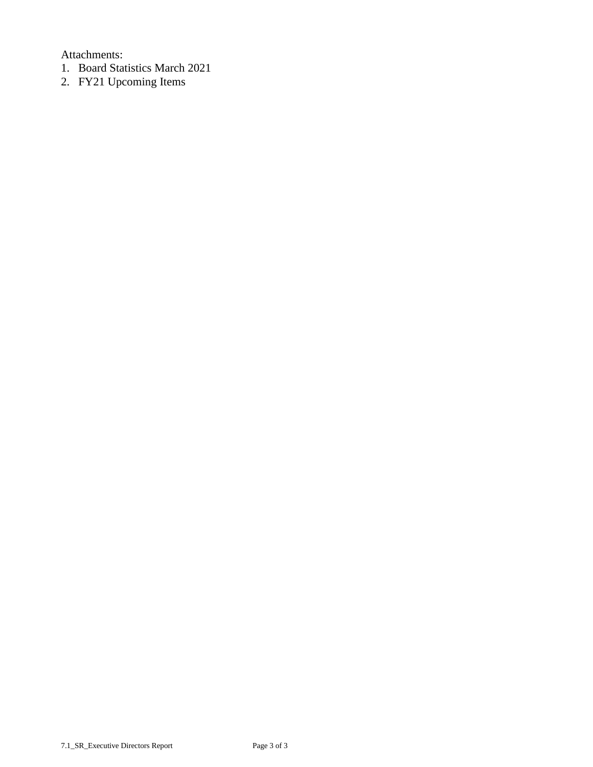Attachments:

1. Board Statistics March 2021
2. FY21 Upcoming Items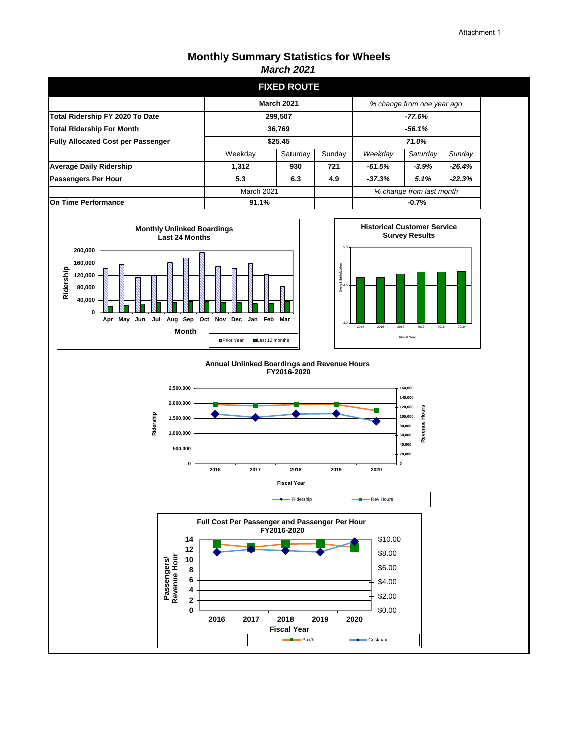Attachment 1

# Monthly Summary Statistics for Wheels

## *March 2021*

| FIXED ROUTE | | | | | | |
|---|---|---|---|---|---|---|
| | **March 2021** | | | *% change from one year ago* | | |
| **Total Ridership FY 2020 To Date** | **299,507** | | | ***-77.6%*** | | |
| **Total Ridership For Month** | **36,769** | | | ***-56.1%*** | | |
| **Fully Allocated Cost per Passenger** | **$25.45** | | | ***71.0%*** | | |
| | Weekday | Saturday | Sunday | *Weekday* | *Saturday* | *Sunday* |
| **Average Daily Ridership** | **1,312** | **930** | **721** | ***-61.5%*** | ***-3.9%*** | ***-26.4%*** |
| **Passengers Per Hour** | **5.3** | **6.3** | **4.9** | ***-37.3%*** | ***5.1%*** | ***-22.3%*** |
| | March 2021 | | | *% change from last month* | | |
| **On Time Performance** | **91.1%** | | | **-0.7%** | | |

**Monthly Unlinked Boardings Last 24 Months**

**Historical Customer Service Survey Results**

**Annual Unlinked Boardings and Revenue Hours FY2016-2020**

**Full Cost Per Passenger and Passenger Per Hour FY2016-2020**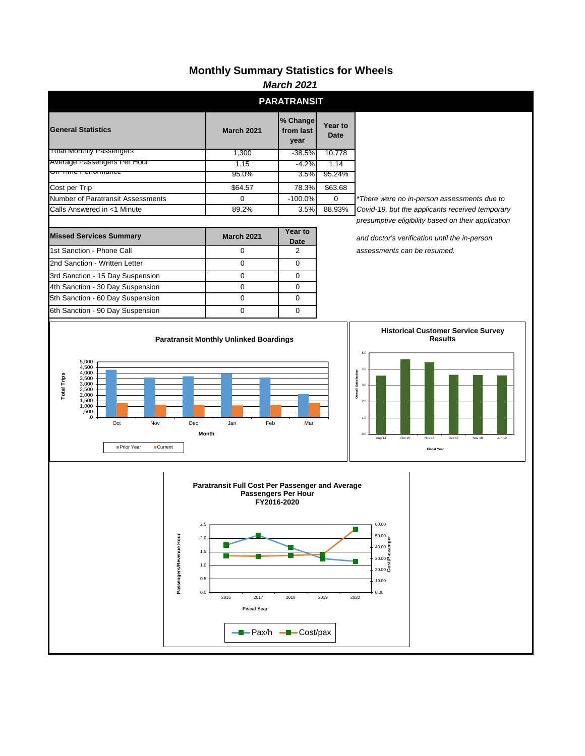# Monthly Summary Statistics for Wheels

***March 2021***

## PARATRANSIT

| General Statistics | March 2021 | % Change from last year | Year to Date |
|---|---|---|---|
| Total Monthly Passengers | 1,300 | -38.5% | 10,778 |
| Average Passengers Per Hour | 1.15 | -4.2% | 1.14 |
| On Time Performance | 95.0% | 3.5% | 95.24% |
| Cost per Trip | $64.57 | 78.3% | $63.68 |
| Number of Paratransit Assessments | 0 | -100.0% | 0 |
| Calls Answered in <1 Minute | 89.2% | 3.5% | 88.93% |

*\*There were no in-person assessments due to Covid-19, but the applicants received temporary presumptive eligibility based on their application and doctor's verification until the in-person assessments can be resumed.*

| Missed Services Summary | March 2021 | Year to Date |
|---|---|---|
| 1st Sanction - Phone Call | 0 | 2 |
| 2nd Sanction - Written Letter | 0 | 0 |
| 3rd Sanction - 15 Day Suspension | 0 | 0 |
| 4th Sanction - 30 Day Suspension | 0 | 0 |
| 5th Sanction - 60 Day Suspension | 0 | 0 |
| 6th Sanction - 90 Day Suspension | 0 | 0 |

**Paratransit Monthly Unlinked Boardings**

**Historical Customer Service Survey Results**

**Paratransit Full Cost Per Passenger and Average Passengers Per Hour FY2016-2020**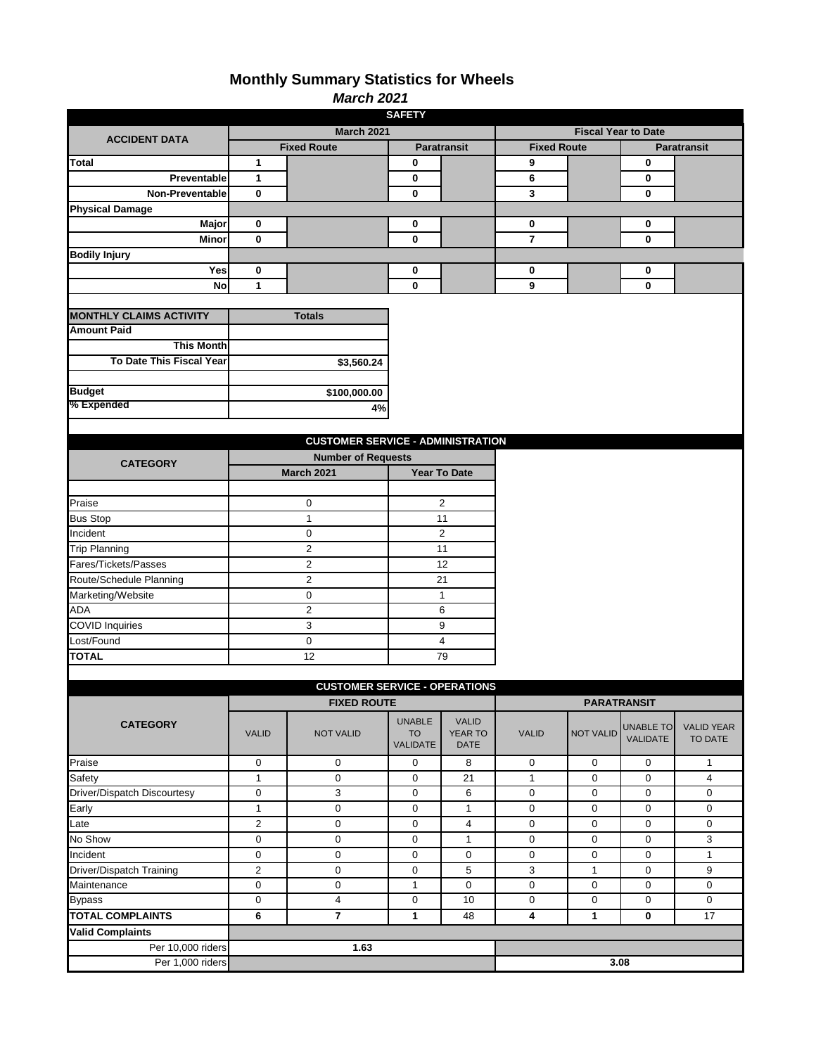# Monthly Summary Statistics for Wheels

*March 2021*

## SAFETY

| ACCIDENT DATA | March 2021 | | | | Fiscal Year to Date | | | |
|---|---|---|---|---|---|---|---|---|
| | Fixed Route | | Paratransit | | Fixed Route | | Paratransit | |
| **Total** | 1 | | 0 | | 9 | | 0 | |
| Preventable | 1 | | 0 | | 6 | | 0 | |
| Non-Preventable | 0 | | 0 | | 3 | | 0 | |
| **Physical Damage** | | | | | | | | |
| Major | 0 | | 0 | | 0 | | 0 | |
| Minor | 0 | | 0 | | 7 | | 0 | |
| **Bodily Injury** | | | | | | | | |
| Yes | 0 | | 0 | | 0 | | 0 | |
| No | 1 | | 0 | | 9 | | 0 | |

| MONTHLY CLAIMS ACTIVITY | Totals |
|---|---|
| **Amount Paid** | |
| This Month | |
| To Date This Fiscal Year | $3,560.24 |
| | |
| **Budget** | $100,000.00 |
| **% Expended** | 4% |

## CUSTOMER SERVICE - ADMINISTRATION

| CATEGORY | Number of Requests | |
|---|---|---|
| | March 2021 | Year To Date |
| Praise | 0 | 2 |
| Bus Stop | 1 | 11 |
| Incident | 0 | 2 |
| Trip Planning | 2 | 11 |
| Fares/Tickets/Passes | 2 | 12 |
| Route/Schedule Planning | 2 | 21 |
| Marketing/Website | 0 | 1 |
| ADA | 2 | 6 |
| COVID Inquiries | 3 | 9 |
| Lost/Found | 0 | 4 |
| **TOTAL** | 12 | 79 |

## CUSTOMER SERVICE - OPERATIONS

| CATEGORY | FIXED ROUTE | | | | PARATRANSIT | | | |
|---|---|---|---|---|---|---|---|---|
| | VALID | NOT VALID | UNABLE TO VALIDATE | VALID YEAR TO DATE | VALID | NOT VALID | UNABLE TO VALIDATE | VALID YEAR TO DATE |
| Praise | 0 | 0 | 0 | 8 | 0 | 0 | 0 | 1 |
| Safety | 1 | 0 | 0 | 21 | 1 | 0 | 0 | 4 |
| Driver/Dispatch Discourtesy | 0 | 3 | 0 | 6 | 0 | 0 | 0 | 0 |
| Early | 1 | 0 | 0 | 1 | 0 | 0 | 0 | 0 |
| Late | 2 | 0 | 0 | 4 | 0 | 0 | 0 | 0 |
| No Show | 0 | 0 | 0 | 1 | 0 | 0 | 0 | 3 |
| Incident | 0 | 0 | 0 | 0 | 0 | 0 | 0 | 1 |
| Driver/Dispatch Training | 2 | 0 | 0 | 5 | 3 | 1 | 0 | 9 |
| Maintenance | 0 | 0 | 1 | 0 | 0 | 0 | 0 | 0 |
| Bypass | 0 | 4 | 0 | 10 | 0 | 0 | 0 | 0 |
| **TOTAL COMPLAINTS** | **6** | **7** | **1** | 48 | **4** | **1** | **0** | 17 |
| **Valid Complaints** | | | | | | | | |
| Per 10,000 riders | **1.63** | | | | | | | |
| Per 1,000 riders | | | | | **3.08** | | | |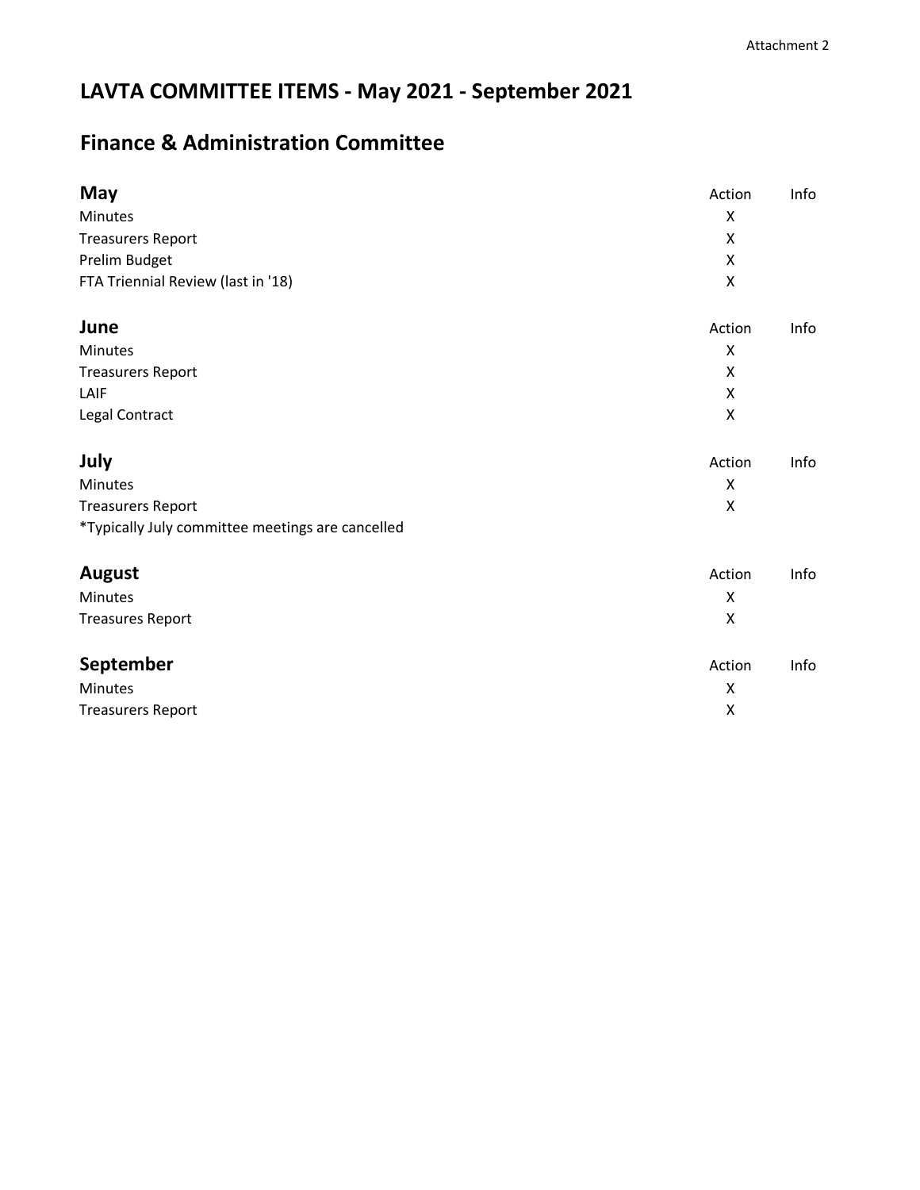Attachment 2

# LAVTA COMMITTEE ITEMS - May 2021 - September 2021

## Finance & Administration Committee

| **May** | Action | Info |
|---|---|---|
| Minutes | X | |
| Treasurers Report | X | |
| Prelim Budget | X | |
| FTA Triennial Review (last in '18) | X | |

| **June** | Action | Info |
|---|---|---|
| Minutes | X | |
| Treasurers Report | X | |
| LAIF | X | |
| Legal Contract | X | |

| **July** | Action | Info |
|---|---|---|
| Minutes | X | |
| Treasurers Report | X | |
| *Typically July committee meetings are cancelled | | |

| **August** | Action | Info |
|---|---|---|
| Minutes | X | |
| Treasures Report | X | |

| **September** | Action | Info |
|---|---|---|
| Minutes | X | |
| Treasurers Report | X | |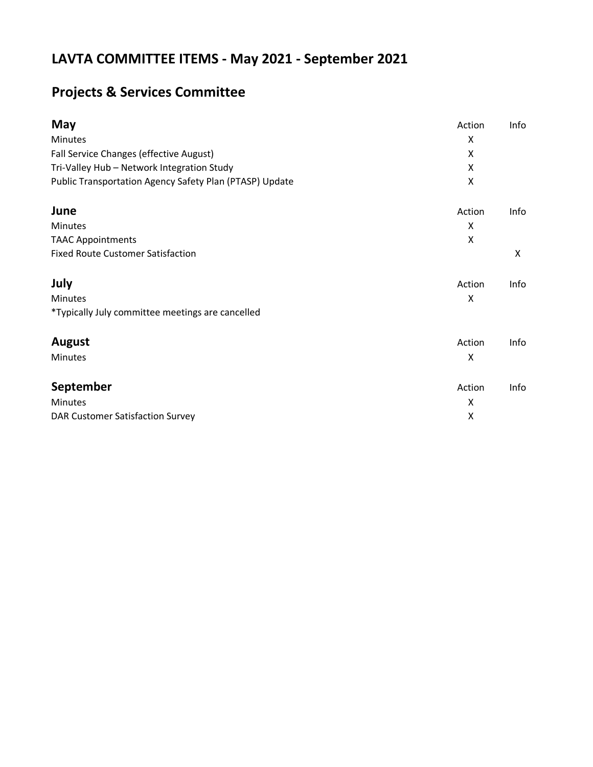# LAVTA COMMITTEE ITEMS - May 2021 - September 2021

## Projects & Services Committee

| **May** | Action | Info |
| --- | --- | --- |
| Minutes | X | |
| Fall Service Changes (effective August) | X | |
| Tri-Valley Hub – Network Integration Study | X | |
| Public Transportation Agency Safety Plan (PTASP) Update | X | |

| **June** | Action | Info |
| --- | --- | --- |
| Minutes | X | |
| TAAC Appointments | X | |
| Fixed Route Customer Satisfaction | | X |

| **July** | Action | Info |
| --- | --- | --- |
| Minutes | X | |
| *Typically July committee meetings are cancelled | | |

| **August** | Action | Info |
| --- | --- | --- |
| Minutes | X | |

| **September** | Action | Info |
| --- | --- | --- |
| Minutes | X | |
| DAR Customer Satisfaction Survey | X | |